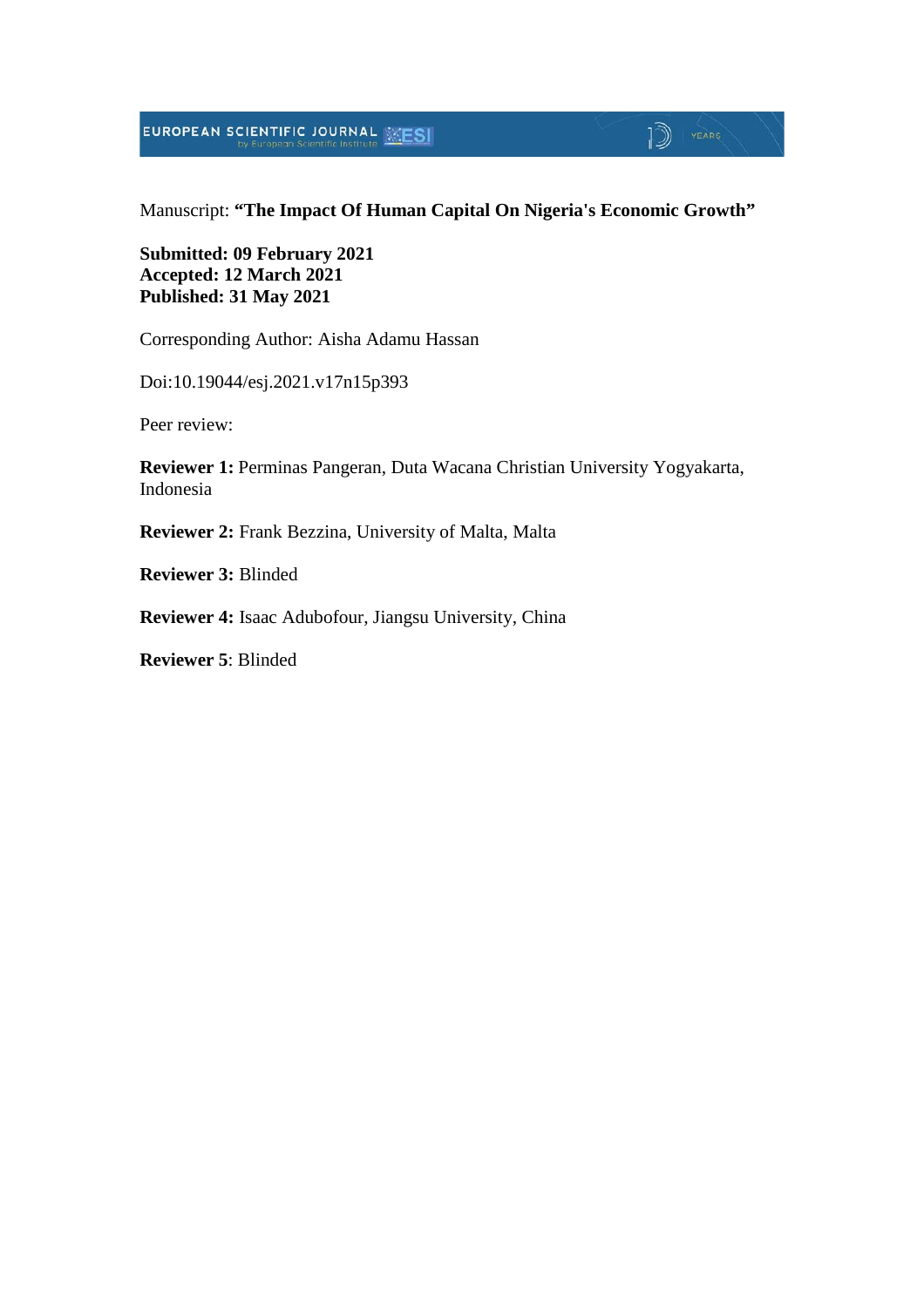Manuscript: **“The Impact Of Human Capital On Nigeria's Economic Growth”**

**Submitted: 09 February 2021**
**Accepted: 12 March 2021**
**Published: 31 May 2021**

Corresponding Author: Aisha Adamu Hassan

Doi:10.19044/esj.2021.v17n15p393

Peer review:

**Reviewer 1:** Perminas Pangeran, Duta Wacana Christian University Yogyakarta, Indonesia

**Reviewer 2:** Frank Bezzina, University of Malta, Malta

**Reviewer 3:** Blinded

**Reviewer 4:** Isaac Adubofour, Jiangsu University, China

**Reviewer 5**: Blinded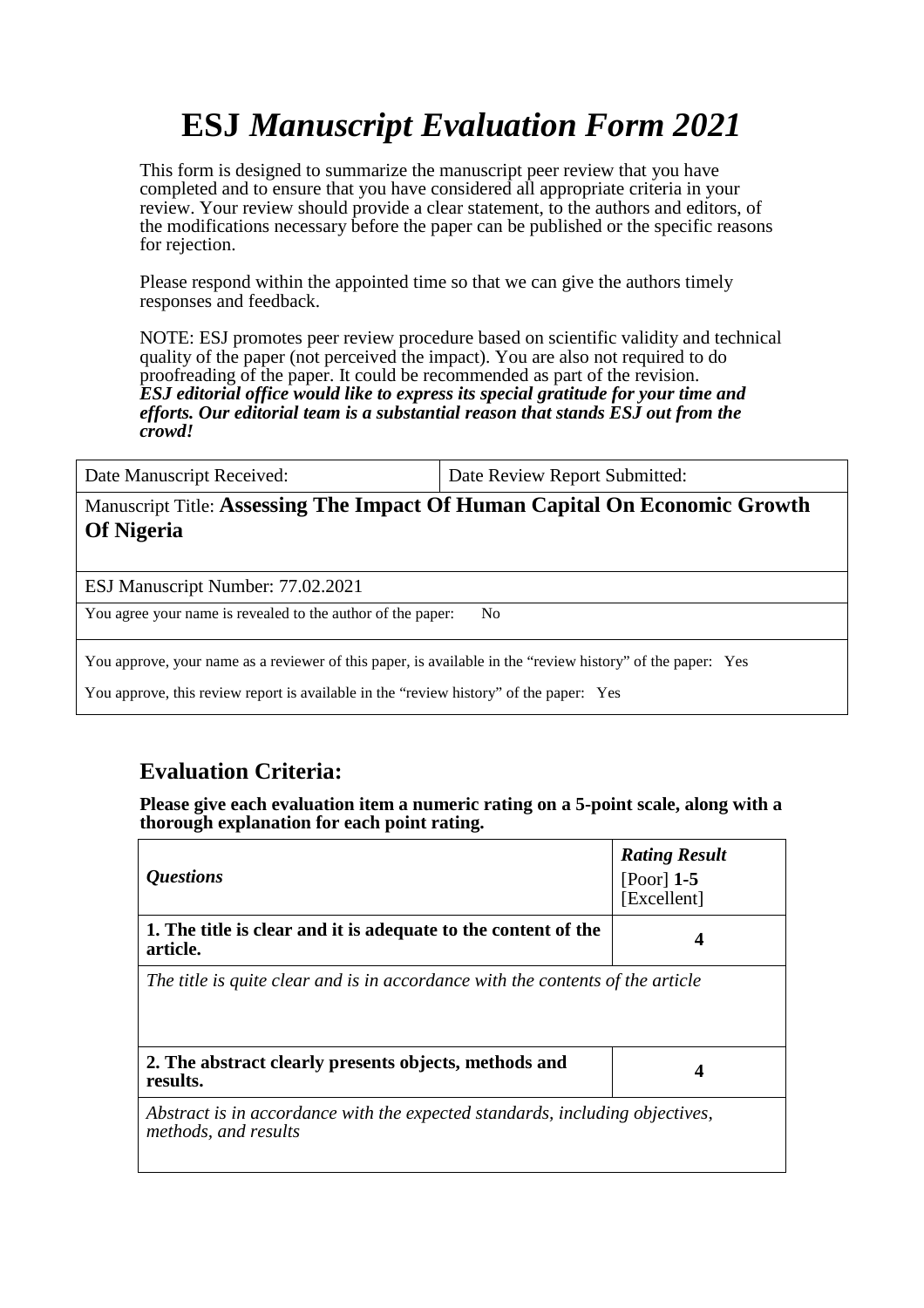# ESJ *Manuscript Evaluation Form 2021*

This form is designed to summarize the manuscript peer review that you have completed and to ensure that you have considered all appropriate criteria in your review. Your review should provide a clear statement, to the authors and editors, of the modifications necessary before the paper can be published or the specific reasons for rejection.

Please respond within the appointed time so that we can give the authors timely responses and feedback.

NOTE: ESJ promotes peer review procedure based on scientific validity and technical quality of the paper (not perceived the impact). You are also not required to do proofreading of the paper. It could be recommended as part of the revision.
***ESJ editorial office would like to express its special gratitude for your time and efforts. Our editorial team is a substantial reason that stands ESJ out from the crowd!***

| Date Manuscript Received: | Date Review Report Submitted: |
|---|---|
| Manuscript Title: **Assessing The Impact Of Human Capital On Economic Growth Of Nigeria** | |
| ESJ Manuscript Number: 77.02.2021 | |
| You agree your name is revealed to the author of the paper: No | |
| You approve, your name as a reviewer of this paper, is available in the "review history" of the paper: Yes<br>You approve, this review report is available in the "review history" of the paper: Yes | |

## Evaluation Criteria:

**Please give each evaluation item a numeric rating on a 5-point scale, along with a thorough explanation for each point rating.**

| *Questions* | ***Rating Result*** [Poor] **1-5** [Excellent] |
|---|---|
| **1. The title is clear and it is adequate to the content of the article.** | **4** |
| *The title is quite clear and is in accordance with the contents of the article* | |
| **2. The abstract clearly presents objects, methods and results.** | **4** |
| *Abstract is in accordance with the expected standards, including objectives, methods, and results* | |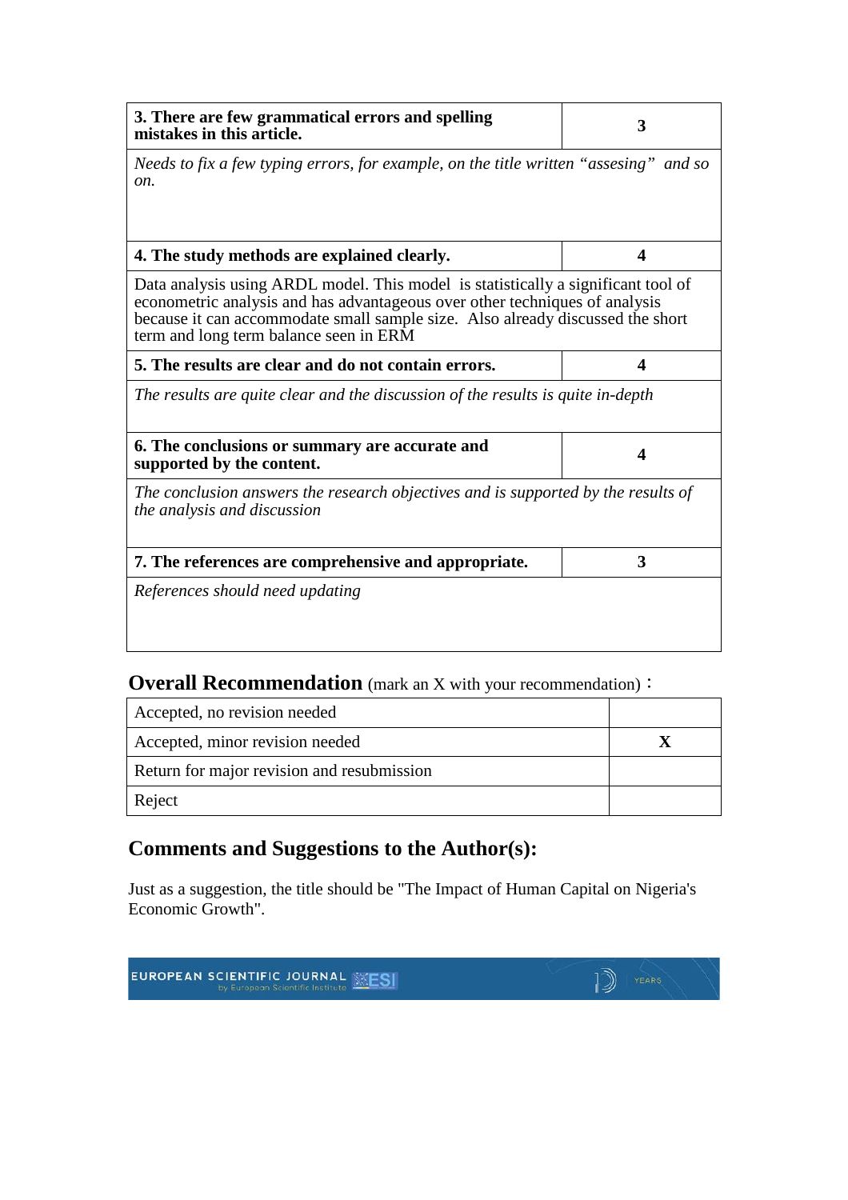| 3. There are few grammatical errors and spelling mistakes in this article. | 3 |
|---|---|
| *Needs to fix a few typing errors, for example, on the title written "assesing" and so on.* | |
| **4. The study methods are explained clearly.** | **4** |
| Data analysis using ARDL model. This model is statistically a significant tool of econometric analysis and has advantageous over other techniques of analysis because it can accommodate small sample size. Also already discussed the short term and long term balance seen in ERM | |
| **5. The results are clear and do not contain errors.** | **4** |
| *The results are quite clear and the discussion of the results is quite in-depth* | |
| **6. The conclusions or summary are accurate and supported by the content.** | **4** |
| *The conclusion answers the research objectives and is supported by the results of the analysis and discussion* | |
| **7. The references are comprehensive and appropriate.** | **3** |
| *References should need updating* | |

## Overall Recommendation (mark an X with your recommendation)：

| Recommendation | |
|---|---|
| Accepted, no revision needed | |
| Accepted, minor revision needed | X |
| Return for major revision and resubmission | |
| Reject | |

## Comments and Suggestions to the Author(s):

Just as a suggestion, the title should be "The Impact of Human Capital on Nigeria's Economic Growth".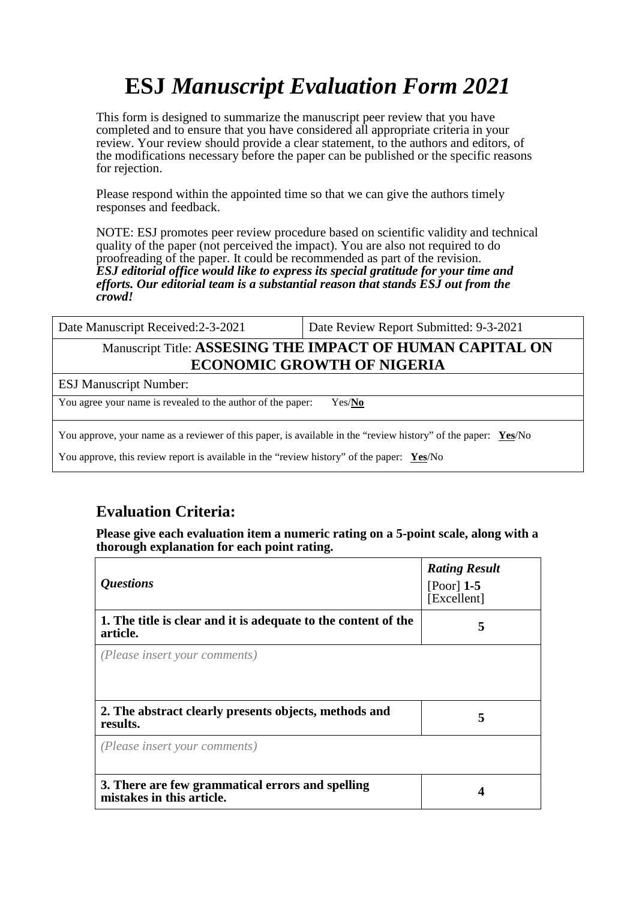# ESJ *Manuscript Evaluation Form 2021*

This form is designed to summarize the manuscript peer review that you have completed and to ensure that you have considered all appropriate criteria in your review. Your review should provide a clear statement, to the authors and editors, of the modifications necessary before the paper can be published or the specific reasons for rejection.

Please respond within the appointed time so that we can give the authors timely responses and feedback.

NOTE: ESJ promotes peer review procedure based on scientific validity and technical quality of the paper (not perceived the impact). You are also not required to do proofreading of the paper. It could be recommended as part of the revision.
***ESJ editorial office would like to express its special gratitude for your time and efforts. Our editorial team is a substantial reason that stands ESJ out from the crowd!***

| Date Manuscript Received:2-3-2021 | Date Review Report Submitted: 9-3-2021 |
|---|---|
| Manuscript Title: **ASSESING THE IMPACT OF HUMAN CAPITAL ON ECONOMIC GROWTH OF NIGERIA** | |
| ESJ Manuscript Number: | |
| You agree your name is revealed to the author of the paper: Yes/**No** | |
| You approve, your name as a reviewer of this paper, is available in the "review history" of the paper: **Yes**/No<br>You approve, this review report is available in the "review history" of the paper: **Yes**/No | |

## Evaluation Criteria:

**Please give each evaluation item a numeric rating on a 5-point scale, along with a thorough explanation for each point rating.**

| *Questions* | ***Rating Result*** [Poor] **1-5** [Excellent] |
|---|---|
| **1. The title is clear and it is adequate to the content of the article.** | **5** |
| *(Please insert your comments)* | |
| **2. The abstract clearly presents objects, methods and results.** | **5** |
| *(Please insert your comments)* | |
| **3. There are few grammatical errors and spelling mistakes in this article.** | **4** |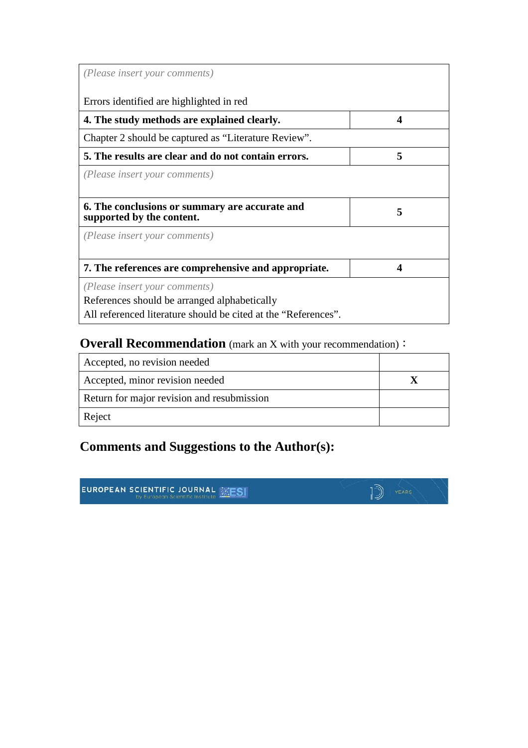| | |
|---|---|
| *(Please insert your comments)*<br><br>Errors identified are highlighted in red | |
| **4. The study methods are explained clearly.** | **4** |
| Chapter 2 should be captured as "Literature Review". | |
| **5. The results are clear and do not contain errors.** | **5** |
| *(Please insert your comments)* | |
| **6. The conclusions or summary are accurate and supported by the content.** | **5** |
| *(Please insert your comments)* | |
| **7. The references are comprehensive and appropriate.** | **4** |
| *(Please insert your comments)*<br>References should be arranged alphabetically<br>All referenced literature should be cited at the "References". | |

## Overall Recommendation (mark an X with your recommendation)：

| | |
|---|---|
| Accepted, no revision needed | |
| Accepted, minor revision needed | **X** |
| Return for major revision and resubmission | |
| Reject | |

## Comments and Suggestions to the Author(s):